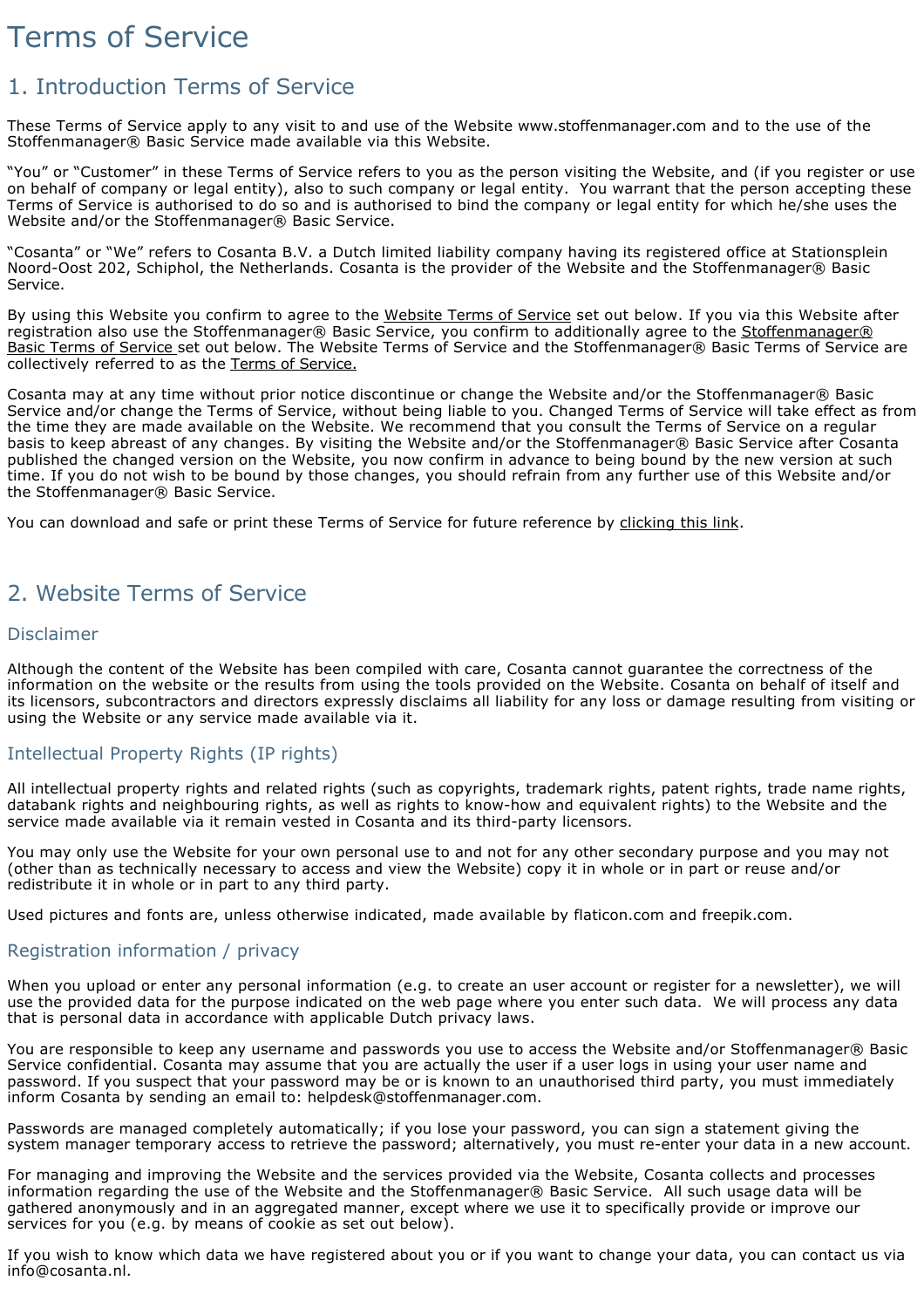# Terms of Service

## 1. Introduction Terms of Service

These Terms of Service apply to any visit to and use of the Website www.stoffenmanager.com and to the use of the Stoffenmanager® Basic Service made available via this Website.

“You” or “Customer” in these Terms of Service refers to you as the person visiting the Website, and (if you register or use on behalf of company or legal entity), also to such company or legal entity. You warrant that the person accepting these Terms of Service is authorised to do so and is authorised to bind the company or legal entity for which he/she uses the Website and/or the Stoffenmanager® Basic Service.

“Cosanta” or “We” refers to Cosanta B.V. a Dutch limited liability company having its registered office at Stationsplein Noord-Oost 202, Schiphol, the Netherlands. Cosanta is the provider of the Website and the Stoffenmanager® Basic Service.

By using this Website you confirm to agree to the Website Terms of Service set out below. If you via this Website after registration also use the Stoffenmanager® Basic Service, you confirm to additionally agree to the Stoffenmanager® Basic Terms of Service set out below. The Website Terms of Service and the Stoffenmanager® Basic Terms of Service are collectively referred to as the Terms of Service.

Cosanta may at any time without prior notice discontinue or change the Website and/or the Stoffenmanager® Basic Service and/or change the Terms of Service, without being liable to you. Changed Terms of Service will take effect as from the time they are made available on the Website. We recommend that you consult the Terms of Service on a regular basis to keep abreast of any changes. By visiting the Website and/or the Stoffenmanager® Basic Service after Cosanta published the changed version on the Website, you now confirm in advance to being bound by the new version at such time. If you do not wish to be bound by those changes, you should refrain from any further use of this Website and/or the Stoffenmanager® Basic Service.

You can download and safe or print these Terms of Service for future reference by clicking this link.

## 2. Website Terms of Service

### Disclaimer

Although the content of the Website has been compiled with care, Cosanta cannot guarantee the correctness of the information on the website or the results from using the tools provided on the Website. Cosanta on behalf of itself and its licensors, subcontractors and directors expressly disclaims all liability for any loss or damage resulting from visiting or using the Website or any service made available via it.

### Intellectual Property Rights (IP rights)

All intellectual property rights and related rights (such as copyrights, trademark rights, patent rights, trade name rights, databank rights and neighbouring rights, as well as rights to know-how and equivalent rights) to the Website and the service made available via it remain vested in Cosanta and its third-party licensors.

You may only use the Website for your own personal use to and not for any other secondary purpose and you may not (other than as technically necessary to access and view the Website) copy it in whole or in part or reuse and/or redistribute it in whole or in part to any third party.

Used pictures and fonts are, unless otherwise indicated, made available by flaticon.com and freepik.com.

### Registration information / privacy

When you upload or enter any personal information (e.g. to create an user account or register for a newsletter), we will use the provided data for the purpose indicated on the web page where you enter such data. We will process any data that is personal data in accordance with applicable Dutch privacy laws.

You are responsible to keep any username and passwords you use to access the Website and/or Stoffenmanager® Basic Service confidential. Cosanta may assume that you are actually the user if a user logs in using your user name and password. If you suspect that your password may be or is known to an unauthorised third party, you must immediately inform Cosanta by sending an email to: helpdesk@stoffenmanager.com.

Passwords are managed completely automatically; if you lose your password, you can sign a statement giving the system manager temporary access to retrieve the password; alternatively, you must re-enter your data in a new account.

For managing and improving the Website and the services provided via the Website, Cosanta collects and processes information regarding the use of the Website and the Stoffenmanager® Basic Service. All such usage data will be gathered anonymously and in an aggregated manner, except where we use it to specifically provide or improve our services for you (e.g. by means of cookie as set out below).

If you wish to know which data we have registered about you or if you want to change your data, you can contact us via info@cosanta.nl.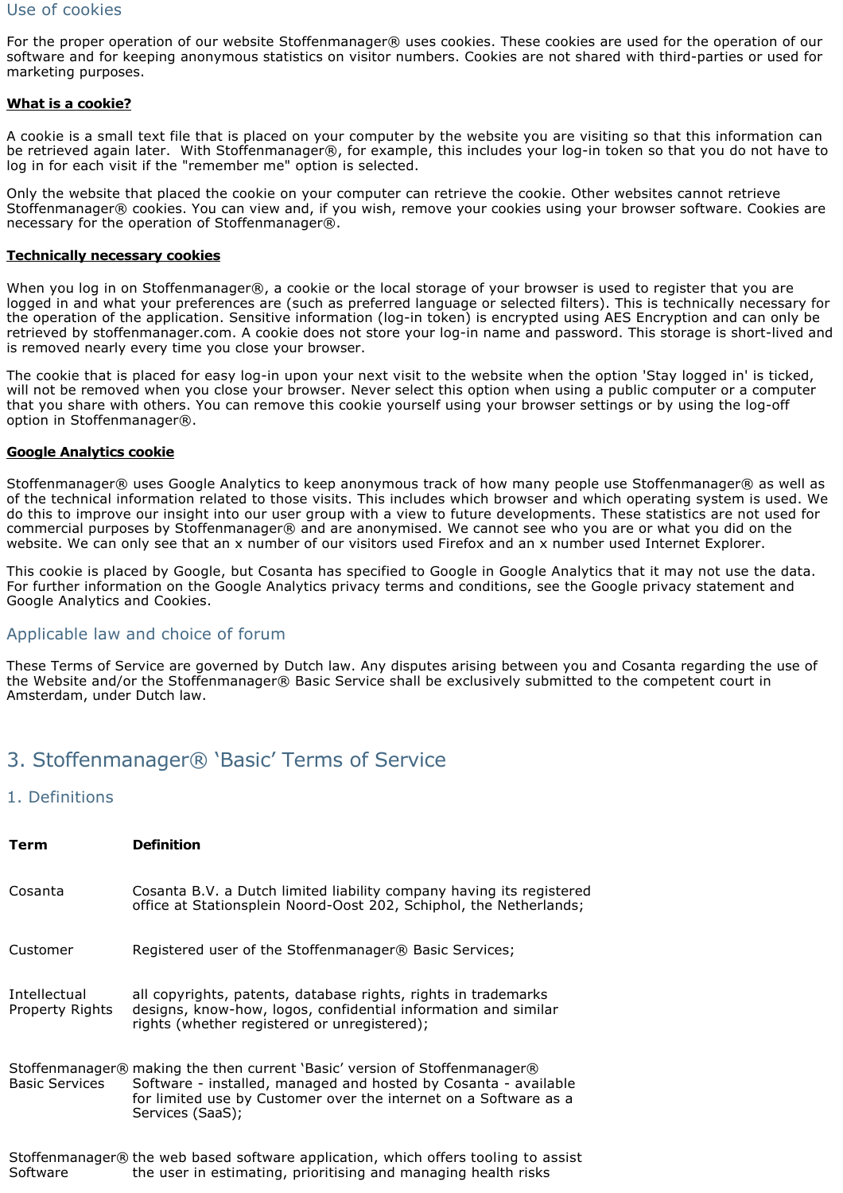## Use of cookies

For the proper operation of our website Stoffenmanager® uses cookies. These cookies are used for the operation of our software and for keeping anonymous statistics on visitor numbers. Cookies are not shared with third-parties or used for marketing purposes.

### What is a cookie?

A cookie is a small text file that is placed on your computer by the website you are visiting so that this information can be retrieved again later. With Stoffenmanager®, for example, this includes your log-in token so that you do not have to log in for each visit if the "remember me" option is selected.

Only the website that placed the cookie on your computer can retrieve the cookie. Other websites cannot retrieve Stoffenmanager® cookies. You can view and, if you wish, remove your cookies using your browser software. Cookies are necessary for the operation of Stoffenmanager®.

### Technically necessary cookies

When you log in on Stoffenmanager®, a cookie or the local storage of your browser is used to register that you are logged in and what your preferences are (such as preferred language or selected filters). This is technically necessary for the operation of the application. Sensitive information (log-in token) is encrypted using AES Encryption and can only be retrieved by stoffenmanager.com. A cookie does not store your log-in name and password. This storage is short-lived and is removed nearly every time you close your browser.

The cookie that is placed for easy log-in upon your next visit to the website when the option 'Stay logged in' is ticked, will not be removed when you close your browser. Never select this option when using a public computer or a computer that you share with others. You can remove this cookie yourself using your browser settings or by using the log-off option in Stoffenmanager®.

### Google Analytics cookie

Stoffenmanager® uses Google Analytics to keep anonymous track of how many people use Stoffenmanager® as well as of the technical information related to those visits. This includes which browser and which operating system is used. We do this to improve our insight into our user group with a view to future developments. These statistics are not used for commercial purposes by Stoffenmanager® and are anonymised. We cannot see who you are or what you did on the website. We can only see that an x number of our visitors used Firefox and an x number used Internet Explorer.

This cookie is placed by Google, but Cosanta has specified to Google in Google Analytics that it may not use the data. For further information on the Google Analytics privacy terms and conditions, see the Google privacy statement and Google Analytics and Cookies.

## Applicable law and choice of forum

These Terms of Service are governed by Dutch law. Any disputes arising between you and Cosanta regarding the use of the Website and/or the Stoffenmanager® Basic Service shall be exclusively submitted to the competent court in Amsterdam, under Dutch law.

# 3. Stoffenmanager® 'Basic' Terms of Service

## 1. Definitions

| Term | Definition |
|---|---|
| Cosanta | Cosanta B.V. a Dutch limited liability company having its registered office at Stationsplein Noord-Oost 202, Schiphol, the Netherlands; |
| Customer | Registered user of the Stoffenmanager® Basic Services; |
| Intellectual Property Rights | all copyrights, patents, database rights, rights in trademarks designs, know-how, logos, confidential information and similar rights (whether registered or unregistered); |
| Stoffenmanager® Basic Services | making the then current 'Basic' version of Stoffenmanager® Software - installed, managed and hosted by Cosanta - available for limited use by Customer over the internet on a Software as a Services (SaaS); |
| Stoffenmanager® Software | the web based software application, which offers tooling to assist the user in estimating, prioritising and managing health risks |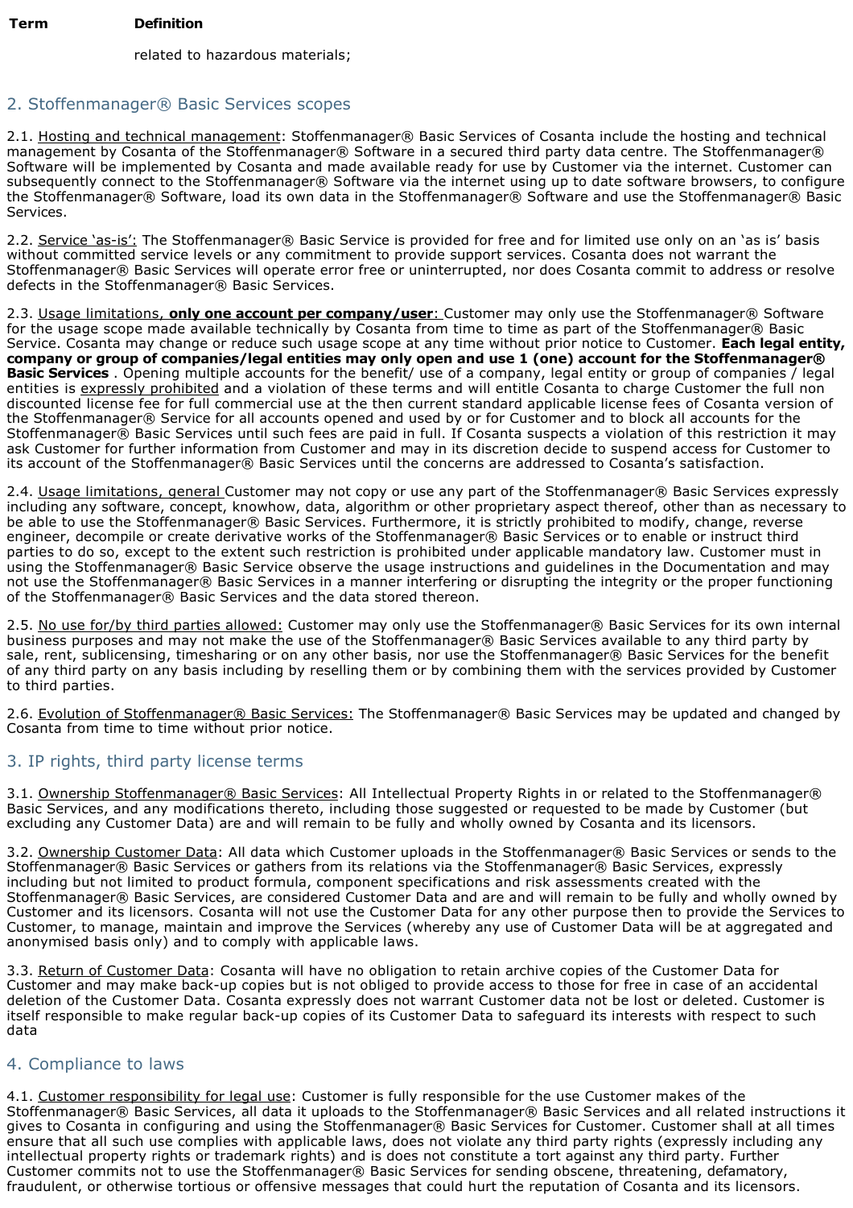| Term | Definition |
| --- | --- |
| | related to hazardous materials; |

## 2. Stoffenmanager® Basic Services scopes

2.1. Hosting and technical management: Stoffenmanager® Basic Services of Cosanta include the hosting and technical management by Cosanta of the Stoffenmanager® Software in a secured third party data centre. The Stoffenmanager® Software will be implemented by Cosanta and made available ready for use by Customer via the internet. Customer can subsequently connect to the Stoffenmanager® Software via the internet using up to date software browsers, to configure the Stoffenmanager® Software, load its own data in the Stoffenmanager® Software and use the Stoffenmanager® Basic Services.

2.2. Service 'as-is': The Stoffenmanager® Basic Service is provided for free and for limited use only on an 'as is' basis without committed service levels or any commitment to provide support services. Cosanta does not warrant the Stoffenmanager® Basic Services will operate error free or uninterrupted, nor does Cosanta commit to address or resolve defects in the Stoffenmanager® Basic Services.

2.3. Usage limitations, **only one account per company/user**: Customer may only use the Stoffenmanager® Software for the usage scope made available technically by Cosanta from time to time as part of the Stoffenmanager® Basic Service. Cosanta may change or reduce such usage scope at any time without prior notice to Customer. **Each legal entity, company or group of companies/legal entities may only open and use 1 (one) account for the Stoffenmanager® Basic Services** . Opening multiple accounts for the benefit/ use of a company, legal entity or group of companies / legal entities is expressly prohibited and a violation of these terms and will entitle Cosanta to charge Customer the full non discounted license fee for full commercial use at the then current standard applicable license fees of Cosanta version of the Stoffenmanager® Service for all accounts opened and used by or for Customer and to block all accounts for the Stoffenmanager® Basic Services until such fees are paid in full. If Cosanta suspects a violation of this restriction it may ask Customer for further information from Customer and may in its discretion decide to suspend access for Customer to its account of the Stoffenmanager® Basic Services until the concerns are addressed to Cosanta's satisfaction.

2.4. Usage limitations, general Customer may not copy or use any part of the Stoffenmanager® Basic Services expressly including any software, concept, knowhow, data, algorithm or other proprietary aspect thereof, other than as necessary to be able to use the Stoffenmanager® Basic Services. Furthermore, it is strictly prohibited to modify, change, reverse engineer, decompile or create derivative works of the Stoffenmanager® Basic Services or to enable or instruct third parties to do so, except to the extent such restriction is prohibited under applicable mandatory law. Customer must in using the Stoffenmanager® Basic Service observe the usage instructions and guidelines in the Documentation and may not use the Stoffenmanager® Basic Services in a manner interfering or disrupting the integrity or the proper functioning of the Stoffenmanager® Basic Services and the data stored thereon.

2.5. No use for/by third parties allowed: Customer may only use the Stoffenmanager® Basic Services for its own internal business purposes and may not make the use of the Stoffenmanager® Basic Services available to any third party by sale, rent, sublicensing, timesharing or on any other basis, nor use the Stoffenmanager® Basic Services for the benefit of any third party on any basis including by reselling them or by combining them with the services provided by Customer to third parties.

2.6. Evolution of Stoffenmanager® Basic Services: The Stoffenmanager® Basic Services may be updated and changed by Cosanta from time to time without prior notice.

## 3. IP rights, third party license terms

3.1. Ownership Stoffenmanager® Basic Services: All Intellectual Property Rights in or related to the Stoffenmanager® Basic Services, and any modifications thereto, including those suggested or requested to be made by Customer (but excluding any Customer Data) are and will remain to be fully and wholly owned by Cosanta and its licensors.

3.2. Ownership Customer Data: All data which Customer uploads in the Stoffenmanager® Basic Services or sends to the Stoffenmanager® Basic Services or gathers from its relations via the Stoffenmanager® Basic Services, expressly including but not limited to product formula, component specifications and risk assessments created with the Stoffenmanager® Basic Services, are considered Customer Data and are and will remain to be fully and wholly owned by Customer and its licensors. Cosanta will not use the Customer Data for any other purpose then to provide the Services to Customer, to manage, maintain and improve the Services (whereby any use of Customer Data will be at aggregated and anonymised basis only) and to comply with applicable laws.

3.3. Return of Customer Data: Cosanta will have no obligation to retain archive copies of the Customer Data for Customer and may make back-up copies but is not obliged to provide access to those for free in case of an accidental deletion of the Customer Data. Cosanta expressly does not warrant Customer data not be lost or deleted. Customer is itself responsible to make regular back-up copies of its Customer Data to safeguard its interests with respect to such data

## 4. Compliance to laws

4.1. Customer responsibility for legal use: Customer is fully responsible for the use Customer makes of the Stoffenmanager® Basic Services, all data it uploads to the Stoffenmanager® Basic Services and all related instructions it gives to Cosanta in configuring and using the Stoffenmanager® Basic Services for Customer. Customer shall at all times ensure that all such use complies with applicable laws, does not violate any third party rights (expressly including any intellectual property rights or trademark rights) and is does not constitute a tort against any third party. Further Customer commits not to use the Stoffenmanager® Basic Services for sending obscene, threatening, defamatory, fraudulent, or otherwise tortious or offensive messages that could hurt the reputation of Cosanta and its licensors.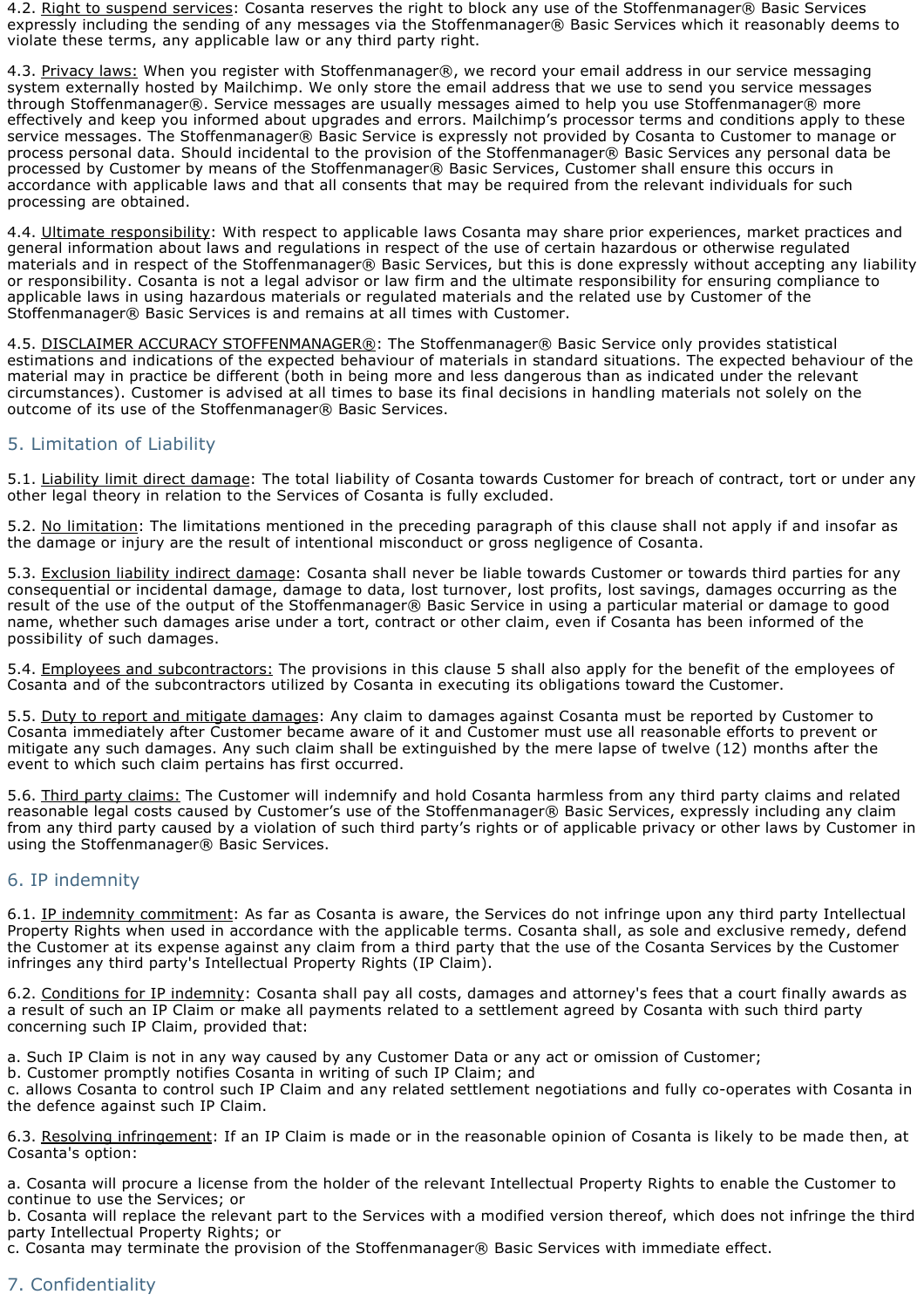4.2. Right to suspend services: Cosanta reserves the right to block any use of the Stoffenmanager® Basic Services expressly including the sending of any messages via the Stoffenmanager® Basic Services which it reasonably deems to violate these terms, any applicable law or any third party right.

4.3. Privacy laws: When you register with Stoffenmanager®, we record your email address in our service messaging system externally hosted by Mailchimp. We only store the email address that we use to send you service messages through Stoffenmanager®. Service messages are usually messages aimed to help you use Stoffenmanager® more effectively and keep you informed about upgrades and errors. Mailchimp's processor terms and conditions apply to these service messages. The Stoffenmanager® Basic Service is expressly not provided by Cosanta to Customer to manage or process personal data. Should incidental to the provision of the Stoffenmanager® Basic Services any personal data be processed by Customer by means of the Stoffenmanager® Basic Services, Customer shall ensure this occurs in accordance with applicable laws and that all consents that may be required from the relevant individuals for such processing are obtained.

4.4. Ultimate responsibility: With respect to applicable laws Cosanta may share prior experiences, market practices and general information about laws and regulations in respect of the use of certain hazardous or otherwise regulated materials and in respect of the Stoffenmanager® Basic Services, but this is done expressly without accepting any liability or responsibility. Cosanta is not a legal advisor or law firm and the ultimate responsibility for ensuring compliance to applicable laws in using hazardous materials or regulated materials and the related use by Customer of the Stoffenmanager® Basic Services is and remains at all times with Customer.

4.5. DISCLAIMER ACCURACY STOFFENMANAGER®: The Stoffenmanager® Basic Service only provides statistical estimations and indications of the expected behaviour of materials in standard situations. The expected behaviour of the material may in practice be different (both in being more and less dangerous than as indicated under the relevant circumstances). Customer is advised at all times to base its final decisions in handling materials not solely on the outcome of its use of the Stoffenmanager® Basic Services.

## 5. Limitation of Liability

5.1. Liability limit direct damage: The total liability of Cosanta towards Customer for breach of contract, tort or under any other legal theory in relation to the Services of Cosanta is fully excluded.

5.2. No limitation: The limitations mentioned in the preceding paragraph of this clause shall not apply if and insofar as the damage or injury are the result of intentional misconduct or gross negligence of Cosanta.

5.3. Exclusion liability indirect damage: Cosanta shall never be liable towards Customer or towards third parties for any consequential or incidental damage, damage to data, lost turnover, lost profits, lost savings, damages occurring as the result of the use of the output of the Stoffenmanager® Basic Service in using a particular material or damage to good name, whether such damages arise under a tort, contract or other claim, even if Cosanta has been informed of the possibility of such damages.

5.4. Employees and subcontractors: The provisions in this clause 5 shall also apply for the benefit of the employees of Cosanta and of the subcontractors utilized by Cosanta in executing its obligations toward the Customer.

5.5. Duty to report and mitigate damages: Any claim to damages against Cosanta must be reported by Customer to Cosanta immediately after Customer became aware of it and Customer must use all reasonable efforts to prevent or mitigate any such damages. Any such claim shall be extinguished by the mere lapse of twelve (12) months after the event to which such claim pertains has first occurred.

5.6. Third party claims: The Customer will indemnify and hold Cosanta harmless from any third party claims and related reasonable legal costs caused by Customer's use of the Stoffenmanager® Basic Services, expressly including any claim from any third party caused by a violation of such third party's rights or of applicable privacy or other laws by Customer in using the Stoffenmanager® Basic Services.

## 6. IP indemnity

6.1. IP indemnity commitment: As far as Cosanta is aware, the Services do not infringe upon any third party Intellectual Property Rights when used in accordance with the applicable terms. Cosanta shall, as sole and exclusive remedy, defend the Customer at its expense against any claim from a third party that the use of the Cosanta Services by the Customer infringes any third party's Intellectual Property Rights (IP Claim).

6.2. Conditions for IP indemnity: Cosanta shall pay all costs, damages and attorney's fees that a court finally awards as a result of such an IP Claim or make all payments related to a settlement agreed by Cosanta with such third party concerning such IP Claim, provided that:

a. Such IP Claim is not in any way caused by any Customer Data or any act or omission of Customer;
b. Customer promptly notifies Cosanta in writing of such IP Claim; and
c. allows Cosanta to control such IP Claim and any related settlement negotiations and fully co-operates with Cosanta in the defence against such IP Claim.

6.3. Resolving infringement: If an IP Claim is made or in the reasonable opinion of Cosanta is likely to be made then, at Cosanta's option:

a. Cosanta will procure a license from the holder of the relevant Intellectual Property Rights to enable the Customer to continue to use the Services; or
b. Cosanta will replace the relevant part to the Services with a modified version thereof, which does not infringe the third party Intellectual Property Rights; or
c. Cosanta may terminate the provision of the Stoffenmanager® Basic Services with immediate effect.

## 7. Confidentiality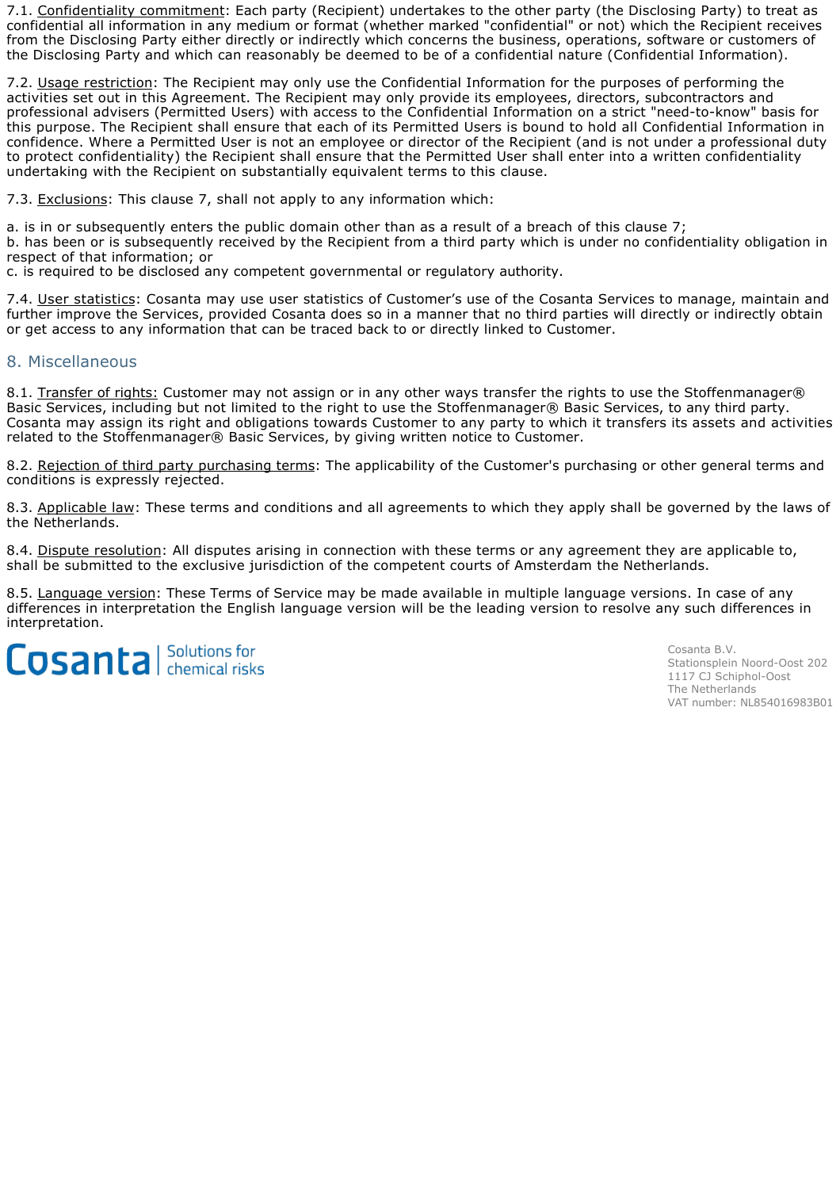7.1. <u>Confidentiality commitment</u>: Each party (Recipient) undertakes to the other party (the Disclosing Party) to treat as confidential all information in any medium or format (whether marked "confidential" or not) which the Recipient receives from the Disclosing Party either directly or indirectly which concerns the business, operations, software or customers of the Disclosing Party and which can reasonably be deemed to be of a confidential nature (Confidential Information).

7.2. <u>Usage restriction</u>: The Recipient may only use the Confidential Information for the purposes of performing the activities set out in this Agreement. The Recipient may only provide its employees, directors, subcontractors and professional advisers (Permitted Users) with access to the Confidential Information on a strict "need-to-know" basis for this purpose. The Recipient shall ensure that each of its Permitted Users is bound to hold all Confidential Information in confidence. Where a Permitted User is not an employee or director of the Recipient (and is not under a professional duty to protect confidentiality) the Recipient shall ensure that the Permitted User shall enter into a written confidentiality undertaking with the Recipient on substantially equivalent terms to this clause.

7.3. <u>Exclusions</u>: This clause 7, shall not apply to any information which:

a. is in or subsequently enters the public domain other than as a result of a breach of this clause 7;
b. has been or is subsequently received by the Recipient from a third party which is under no confidentiality obligation in respect of that information; or
c. is required to be disclosed any competent governmental or regulatory authority.

7.4. <u>User statistics</u>: Cosanta may use user statistics of Customer's use of the Cosanta Services to manage, maintain and further improve the Services, provided Cosanta does so in a manner that no third parties will directly or indirectly obtain or get access to any information that can be traced back to or directly linked to Customer.

## 8. Miscellaneous

8.1. <u>Transfer of rights:</u> Customer may not assign or in any other ways transfer the rights to use the Stoffenmanager® Basic Services, including but not limited to the right to use the Stoffenmanager® Basic Services, to any third party. Cosanta may assign its right and obligations towards Customer to any party to which it transfers its assets and activities related to the Stoffenmanager® Basic Services, by giving written notice to Customer.

8.2. <u>Rejection of third party purchasing terms</u>: The applicability of the Customer's purchasing or other general terms and conditions is expressly rejected.

8.3. <u>Applicable law</u>: These terms and conditions and all agreements to which they apply shall be governed by the laws of the Netherlands.

8.4. <u>Dispute resolution</u>: All disputes arising in connection with these terms or any agreement they are applicable to, shall be submitted to the exclusive jurisdiction of the competent courts of Amsterdam the Netherlands.

8.5. <u>Language version</u>: These Terms of Service may be made available in multiple language versions. In case of any differences in interpretation the English language version will be the leading version to resolve any such differences in interpretation.

Cosanta | Solutions for chemical risks

Cosanta B.V.
Stationsplein Noord-Oost 202
1117 CJ Schiphol-Oost
The Netherlands
VAT number: NL854016983B01